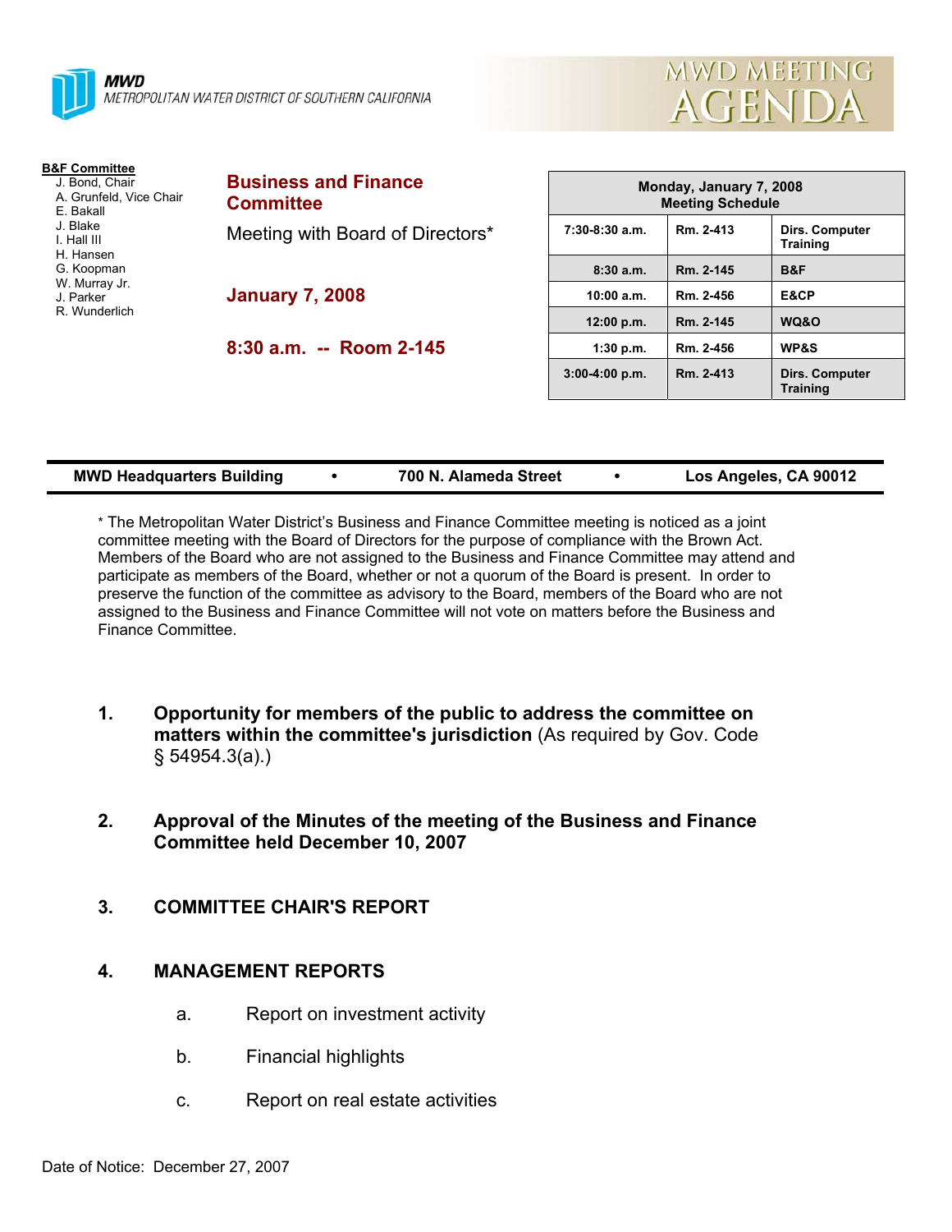**MWD**
METROPOLITAN WATER DISTRICT OF SOUTHERN CALIFORNIA

# MWD MEETING AGENDA

**B&F Committee**
- J. Bond, Chair
- A. Grunfeld, Vice Chair
- E. Bakall
- J. Blake
- I. Hall III
- H. Hansen
- G. Koopman
- W. Murray Jr.
- J. Parker
- R. Wunderlich

## Business and Finance Committee

Meeting with Board of Directors*

**January 7, 2008**

**8:30 a.m. -- Room 2-145**

| Monday, January 7, 2008 Meeting Schedule | | |
|---|---|---|
| 7:30-8:30 a.m. | Rm. 2-413 | Dirs. Computer Training |
| 8:30 a.m. | Rm. 2-145 | B&F |
| 10:00 a.m. | Rm. 2-456 | E&CP |
| 12:00 p.m. | Rm. 2-145 | WQ&O |
| 1:30 p.m. | Rm. 2-456 | WP&S |
| 3:00-4:00 p.m. | Rm. 2-413 | Dirs. Computer Training |

**MWD Headquarters Building • 700 N. Alameda Street • Los Angeles, CA 90012**

* The Metropolitan Water District's Business and Finance Committee meeting is noticed as a joint committee meeting with the Board of Directors for the purpose of compliance with the Brown Act. Members of the Board who are not assigned to the Business and Finance Committee may attend and participate as members of the Board, whether or not a quorum of the Board is present. In order to preserve the function of the committee as advisory to the Board, members of the Board who are not assigned to the Business and Finance Committee will not vote on matters before the Business and Finance Committee.

1. **Opportunity for members of the public to address the committee on matters within the committee's jurisdiction** (As required by Gov. Code § 54954.3(a).)

2. **Approval of the Minutes of the meeting of the Business and Finance Committee held December 10, 2007**

3. **COMMITTEE CHAIR'S REPORT**

4. **MANAGEMENT REPORTS**

   a. Report on investment activity

   b. Financial highlights

   c. Report on real estate activities

Date of Notice: December 27, 2007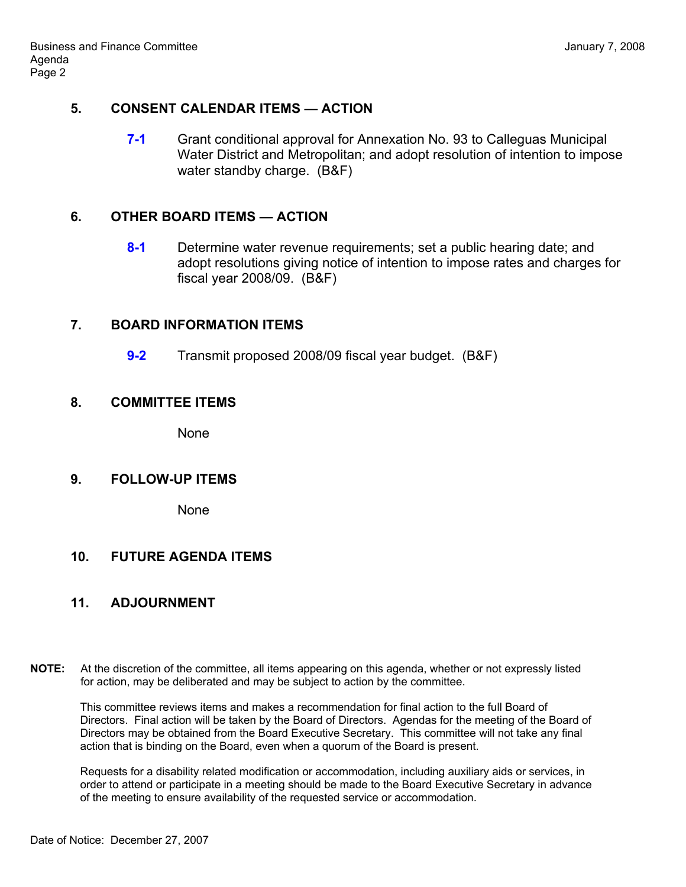## 5. CONSENT CALENDAR ITEMS — ACTION

**7-1** Grant conditional approval for Annexation No. 93 to Calleguas Municipal Water District and Metropolitan; and adopt resolution of intention to impose water standby charge. (B&F)

## 6. OTHER BOARD ITEMS — ACTION

**8-1** Determine water revenue requirements; set a public hearing date; and adopt resolutions giving notice of intention to impose rates and charges for fiscal year 2008/09. (B&F)

## 7. BOARD INFORMATION ITEMS

**9-2** Transmit proposed 2008/09 fiscal year budget. (B&F)

## 8. COMMITTEE ITEMS

None

## 9. FOLLOW-UP ITEMS

None

## 10. FUTURE AGENDA ITEMS

## 11. ADJOURNMENT

**NOTE:** At the discretion of the committee, all items appearing on this agenda, whether or not expressly listed for action, may be deliberated and may be subject to action by the committee.

This committee reviews items and makes a recommendation for final action to the full Board of Directors. Final action will be taken by the Board of Directors. Agendas for the meeting of the Board of Directors may be obtained from the Board Executive Secretary. This committee will not take any final action that is binding on the Board, even when a quorum of the Board is present.

Requests for a disability related modification or accommodation, including auxiliary aids or services, in order to attend or participate in a meeting should be made to the Board Executive Secretary in advance of the meeting to ensure availability of the requested service or accommodation.

Date of Notice: December 27, 2007